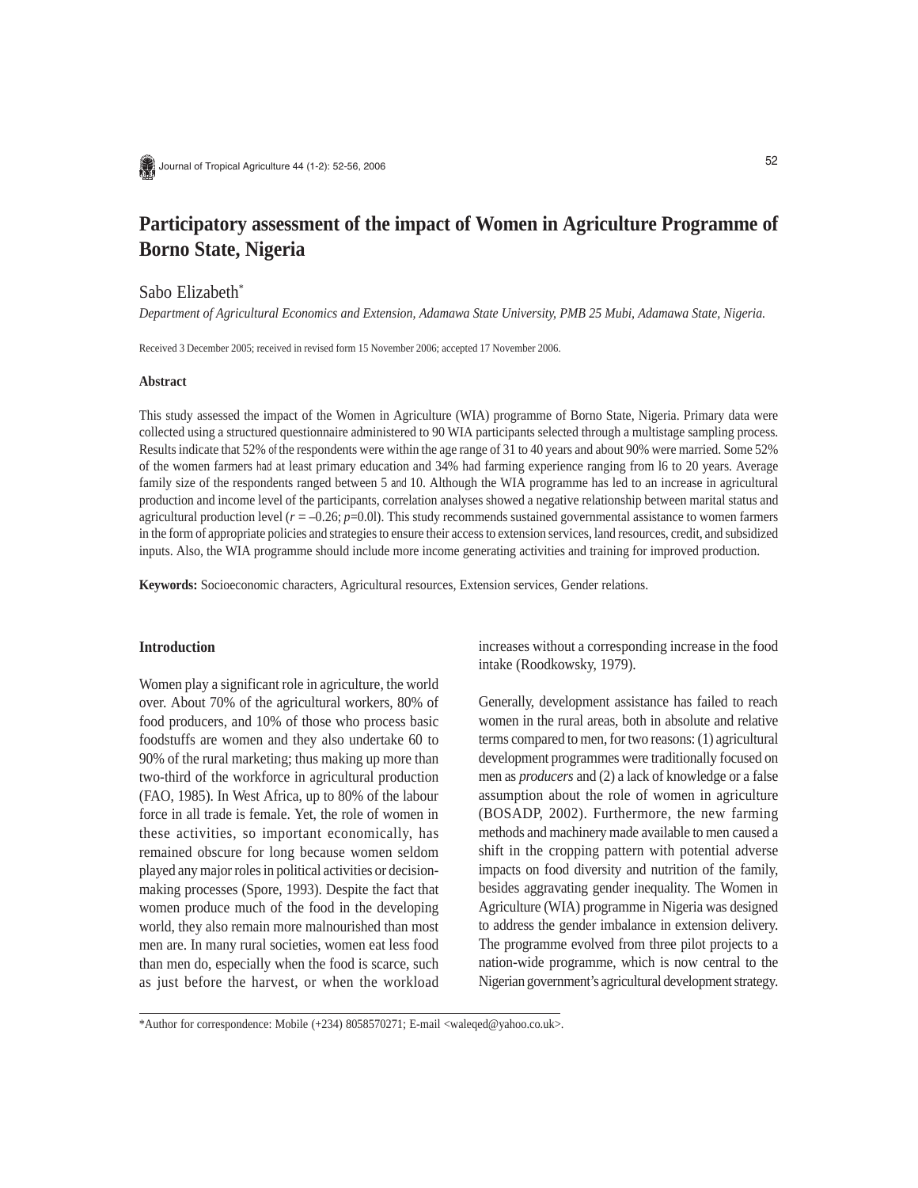# Participatory assessment of the impact of Women in Agriculture Programme of Borno State, Nigeria

Sabo Elizabeth*

*Department of Agricultural Economics and Extension, Adamawa State University, PMB 25 Mubi, Adamawa State, Nigeria.*

Received 3 December 2005; received in revised form 15 November 2006; accepted 17 November 2006.

### Abstract

This study assessed the impact of the Women in Agriculture (WIA) programme of Borno State, Nigeria. Primary data were collected using a structured questionnaire administered to 90 WIA participants selected through a multistage sampling process. Results indicate that 52% of the respondents were within the age range of 31 to 40 years and about 90% were married. Some 52% of the women farmers had at least primary education and 34% had farming experience ranging from l6 to 20 years. Average family size of the respondents ranged between 5 and 10. Although the WIA programme has led to an increase in agricultural production and income level of the participants, correlation analyses showed a negative relationship between marital status and agricultural production level ($r = -0.26$; $p$=0.0l). This study recommends sustained governmental assistance to women farmers in the form of appropriate policies and strategies to ensure their access to extension services, land resources, credit, and subsidized inputs. Also, the WIA programme should include more income generating activities and training for improved production.

**Keywords:** Socioeconomic characters, Agricultural resources, Extension services, Gender relations.

### Introduction

Women play a significant role in agriculture, the world over. About 70% of the agricultural workers, 80% of food producers, and 10% of those who process basic foodstuffs are women and they also undertake 60 to 90% of the rural marketing; thus making up more than two-third of the workforce in agricultural production (FAO, 1985). In West Africa, up to 80% of the labour force in all trade is female. Yet, the role of women in these activities, so important economically, has remained obscure for long because women seldom played any major roles in political activities or decision-making processes (Spore, 1993). Despite the fact that women produce much of the food in the developing world, they also remain more malnourished than most men are. In many rural societies, women eat less food than men do, especially when the food is scarce, such as just before the harvest, or when the workload increases without a corresponding increase in the food intake (Roodkowsky, 1979).

Generally, development assistance has failed to reach women in the rural areas, both in absolute and relative terms compared to men, for two reasons: (1) agricultural development programmes were traditionally focused on men as *producers* and (2) a lack of knowledge or a false assumption about the role of women in agriculture (BOSADP, 2002). Furthermore, the new farming methods and machinery made available to men caused a shift in the cropping pattern with potential adverse impacts on food diversity and nutrition of the family, besides aggravating gender inequality. The Women in Agriculture (WIA) programme in Nigeria was designed to address the gender imbalance in extension delivery. The programme evolved from three pilot projects to a nation-wide programme, which is now central to the Nigerian government's agricultural development strategy.

*Author for correspondence: Mobile (+234) 8058570271; E-mail <waleqed@yahoo.co.uk>.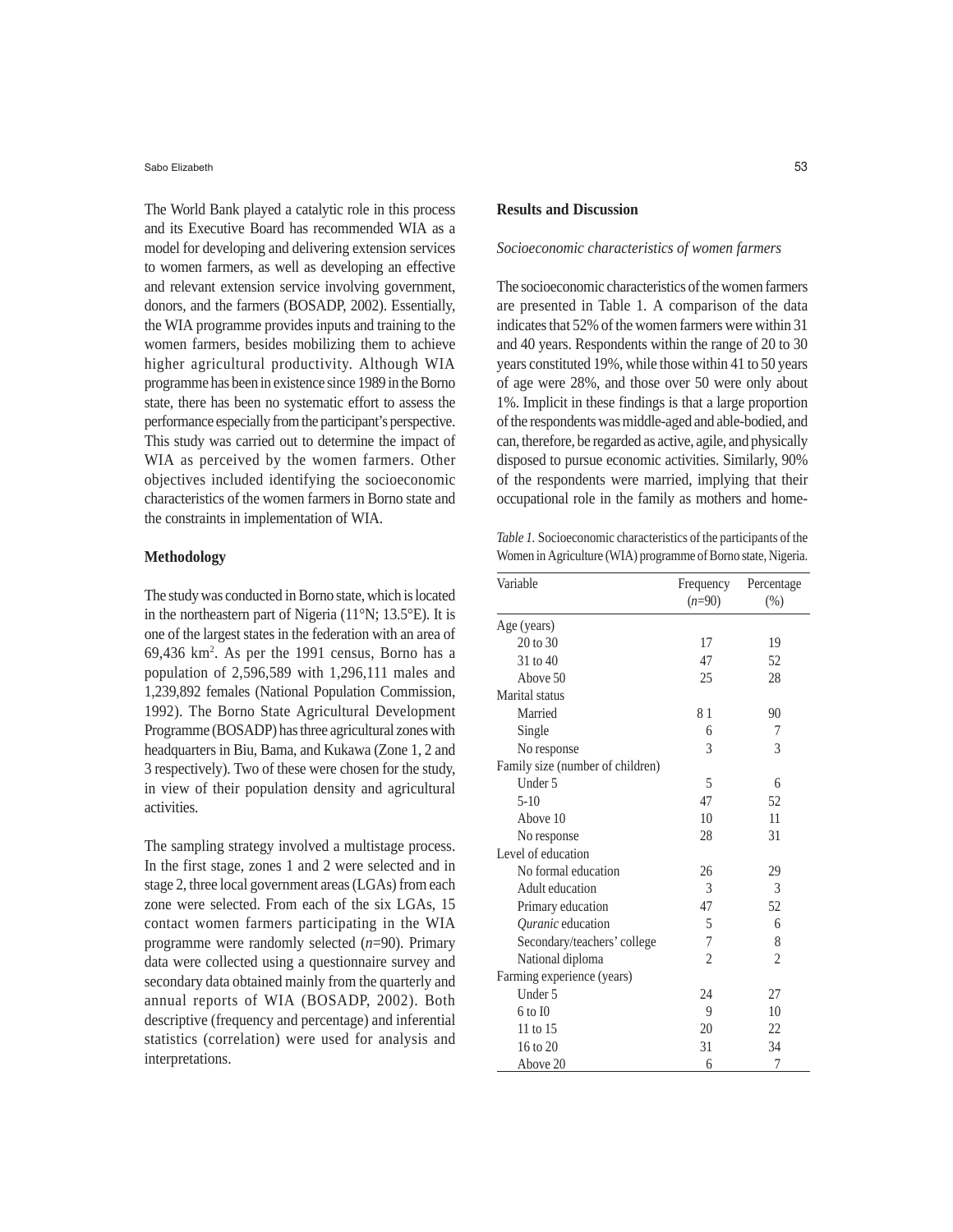The World Bank played a catalytic role in this process and its Executive Board has recommended WIA as a model for developing and delivering extension services to women farmers, as well as developing an effective and relevant extension service involving government, donors, and the farmers (BOSADP, 2002). Essentially, the WIA programme provides inputs and training to the women farmers, besides mobilizing them to achieve higher agricultural productivity. Although WIA programme has been in existence since 1989 in the Borno state, there has been no systematic effort to assess the performance especially from the participant's perspective. This study was carried out to determine the impact of WIA as perceived by the women farmers. Other objectives included identifying the socioeconomic characteristics of the women farmers in Borno state and the constraints in implementation of WIA.

**Methodology**

The study was conducted in Borno state, which is located in the northeastern part of Nigeria (11°N; 13.5°E). It is one of the largest states in the federation with an area of 69,436 km$^2$. As per the 1991 census, Borno has a population of 2,596,589 with 1,296,111 males and 1,239,892 females (National Population Commission, 1992). The Borno State Agricultural Development Programme (BOSADP) has three agricultural zones with headquarters in Biu, Bama, and Kukawa (Zone 1, 2 and 3 respectively). Two of these were chosen for the study, in view of their population density and agricultural activities.

The sampling strategy involved a multistage process. In the first stage, zones 1 and 2 were selected and in stage 2, three local government areas (LGAs) from each zone were selected. From each of the six LGAs, 15 contact women farmers participating in the WIA programme were randomly selected ($n$=90). Primary data were collected using a questionnaire survey and secondary data obtained mainly from the quarterly and annual reports of WIA (BOSADP, 2002). Both descriptive (frequency and percentage) and inferential statistics (correlation) were used for analysis and interpretations.

**Results and Discussion**

*Socioeconomic characteristics of women farmers*

The socioeconomic characteristics of the women farmers are presented in Table 1. A comparison of the data indicates that 52% of the women farmers were within 31 and 40 years. Respondents within the range of 20 to 30 years constituted 19%, while those within 41 to 50 years of age were 28%, and those over 50 were only about 1%. Implicit in these findings is that a large proportion of the respondents was middle-aged and able-bodied, and can, therefore, be regarded as active, agile, and physically disposed to pursue economic activities. Similarly, 90% of the respondents were married, implying that their occupational role in the family as mothers and home-

*Table 1.* Socioeconomic characteristics of the participants of the Women in Agriculture (WIA) programme of Borno state, Nigeria.

| Variable | Frequency ($n$=90) | Percentage (%) |
|---|---|---|
| Age (years) | | |
| 20 to 30 | 17 | 19 |
| 31 to 40 | 47 | 52 |
| Above 50 | 25 | 28 |
| Marital status | | |
| Married | 81 | 90 |
| Single | 6 | 7 |
| No response | 3 | 3 |
| Family size (number of children) | | |
| Under 5 | 5 | 6 |
| 5-10 | 47 | 52 |
| Above 10 | 10 | 11 |
| No response | 28 | 31 |
| Level of education | | |
| No formal education | 26 | 29 |
| Adult education | 3 | 3 |
| Primary education | 47 | 52 |
| *Quranic* education | 5 | 6 |
| Secondary/teachers' college | 7 | 8 |
| National diploma | 2 | 2 |
| Farming experience (years) | | |
| Under 5 | 24 | 27 |
| 6 to I0 | 9 | 10 |
| 11 to 15 | 20 | 22 |
| 16 to 20 | 31 | 34 |
| Above 20 | 6 | 7 |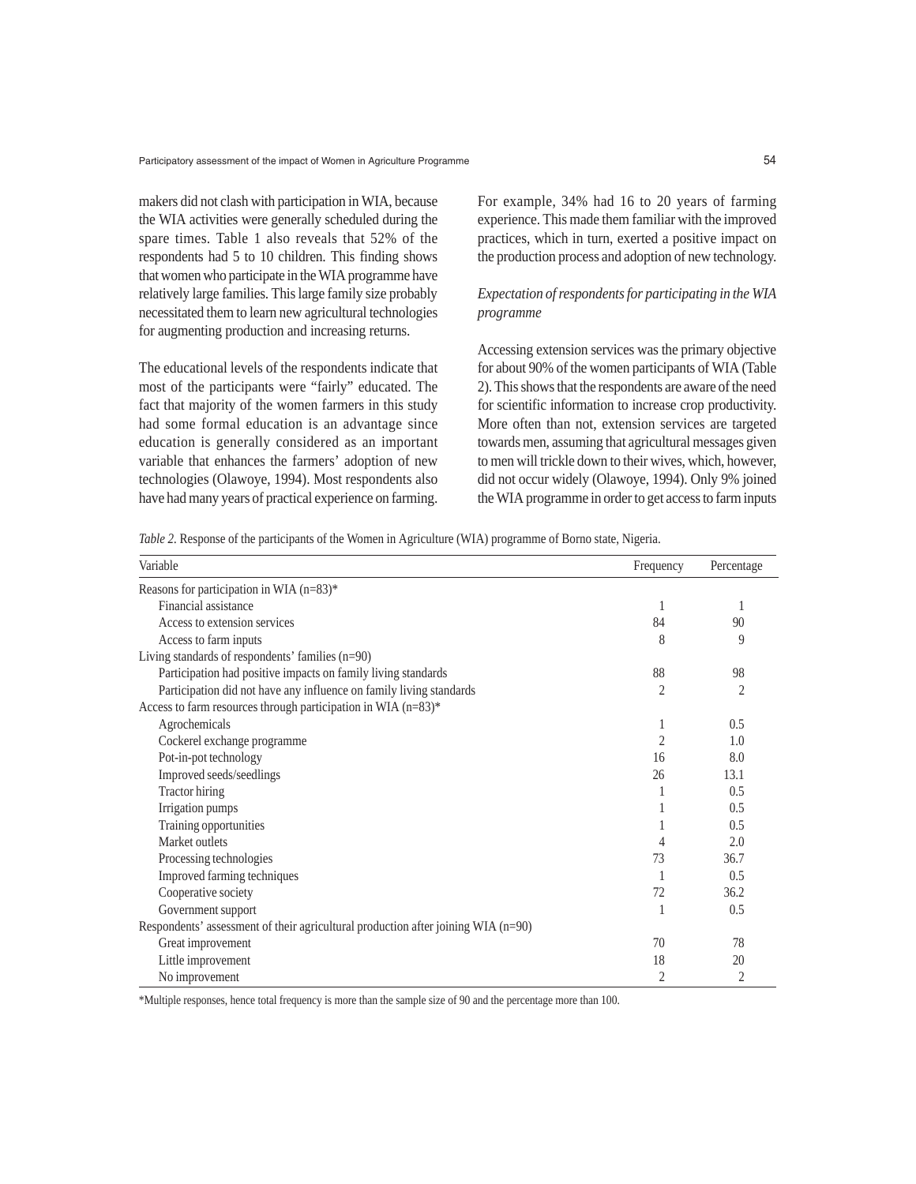makers did not clash with participation in WIA, because the WIA activities were generally scheduled during the spare times. Table 1 also reveals that 52% of the respondents had 5 to 10 children. This finding shows that women who participate in the WIA programme have relatively large families. This large family size probably necessitated them to learn new agricultural technologies for augmenting production and increasing returns.

The educational levels of the respondents indicate that most of the participants were "fairly" educated. The fact that majority of the women farmers in this study had some formal education is an advantage since education is generally considered as an important variable that enhances the farmers' adoption of new technologies (Olawoye, 1994). Most respondents also have had many years of practical experience on farming. For example, 34% had 16 to 20 years of farming experience. This made them familiar with the improved practices, which in turn, exerted a positive impact on the production process and adoption of new technology.

### *Expectation of respondents for participating in the WIA programme*

Accessing extension services was the primary objective for about 90% of the women participants of WIA (Table 2). This shows that the respondents are aware of the need for scientific information to increase crop productivity. More often than not, extension services are targeted towards men, assuming that agricultural messages given to men will trickle down to their wives, which, however, did not occur widely (Olawoye, 1994). Only 9% joined the WIA programme in order to get access to farm inputs

*Table 2.* Response of the participants of the Women in Agriculture (WIA) programme of Borno state, Nigeria.

| Variable | Frequency | Percentage |
|---|---|---|
| Reasons for participation in WIA (n=83)* | | |
| Financial assistance | 1 | 1 |
| Access to extension services | 84 | 90 |
| Access to farm inputs | 8 | 9 |
| Living standards of respondents' families (n=90) | | |
| Participation had positive impacts on family living standards | 88 | 98 |
| Participation did not have any influence on family living standards | 2 | 2 |
| Access to farm resources through participation in WIA (n=83)* | | |
| Agrochemicals | 1 | 0.5 |
| Cockerel exchange programme | 2 | 1.0 |
| Pot-in-pot technology | 16 | 8.0 |
| Improved seeds/seedlings | 26 | 13.1 |
| Tractor hiring | 1 | 0.5 |
| Irrigation pumps | 1 | 0.5 |
| Training opportunities | 1 | 0.5 |
| Market outlets | 4 | 2.0 |
| Processing technologies | 73 | 36.7 |
| Improved farming techniques | 1 | 0.5 |
| Cooperative society | 72 | 36.2 |
| Government support | 1 | 0.5 |
| Respondents' assessment of their agricultural production after joining WIA (n=90) | | |
| Great improvement | 70 | 78 |
| Little improvement | 18 | 20 |
| No improvement | 2 | 2 |

*Multiple responses, hence total frequency is more than the sample size of 90 and the percentage more than 100.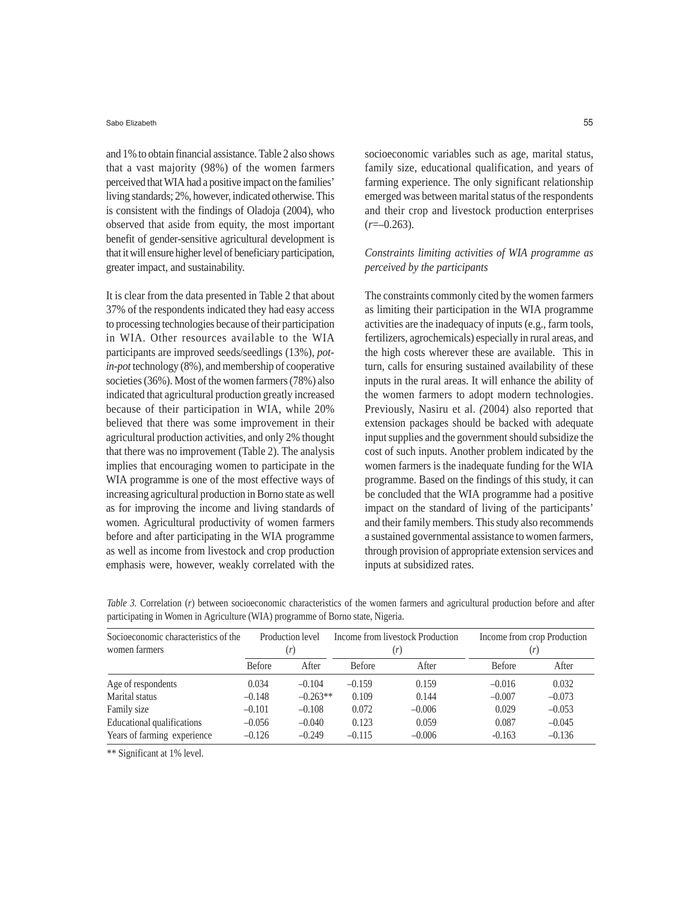and 1% to obtain financial assistance. Table 2 also shows that a vast majority (98%) of the women farmers perceived that WIA had a positive impact on the families' living standards; 2%, however, indicated otherwise. This is consistent with the findings of Oladoja (2004), who observed that aside from equity, the most important benefit of gender-sensitive agricultural development is that it will ensure higher level of beneficiary participation, greater impact, and sustainability.

It is clear from the data presented in Table 2 that about 37% of the respondents indicated they had easy access to processing technologies because of their participation in WIA. Other resources available to the WIA participants are improved seeds/seedlings (13%), *pot-in-pot* technology (8%), and membership of cooperative societies (36%). Most of the women farmers (78%) also indicated that agricultural production greatly increased because of their participation in WIA, while 20% believed that there was some improvement in their agricultural production activities, and only 2% thought that there was no improvement (Table 2). The analysis implies that encouraging women to participate in the WIA programme is one of the most effective ways of increasing agricultural production in Borno state as well as for improving the income and living standards of women. Agricultural productivity of women farmers before and after participating in the WIA programme as well as income from livestock and crop production emphasis were, however, weakly correlated with the socioeconomic variables such as age, marital status, family size, educational qualification, and years of farming experience. The only significant relationship emerged was between marital status of the respondents and their crop and livestock production enterprises ($r$=–0.263).

### *Constraints limiting activities of WIA programme as perceived by the participants*

The constraints commonly cited by the women farmers as limiting their participation in the WIA programme activities are the inadequacy of inputs (e.g., farm tools, fertilizers, agrochemicals) especially in rural areas, and the high costs wherever these are available. This in turn, calls for ensuring sustained availability of these inputs in the rural areas. It will enhance the ability of the women farmers to adopt modern technologies. Previously, Nasiru et al. (2004) also reported that extension packages should be backed with adequate input supplies and the government should subsidize the cost of such inputs. Another problem indicated by the women farmers is the inadequate funding for the WIA programme. Based on the findings of this study, it can be concluded that the WIA programme had a positive impact on the standard of living of the participants' and their family members. This study also recommends a sustained governmental assistance to women farmers, through provision of appropriate extension services and inputs at subsidized rates.

*Table 3.* Correlation ($r$) between socioeconomic characteristics of the women farmers and agricultural production before and after participating in Women in Agriculture (WIA) programme of Borno state, Nigeria.

| Socioeconomic characteristics of the women farmers | Production level ($r$) | | Income from livestock Production ($r$) | | Income from crop Production ($r$) | |
|---|---|---|---|---|---|---|
| | Before | After | Before | After | Before | After |
| Age of respondents | 0.034 | –0.104 | –0.159 | 0.159 | –0.016 | 0.032 |
| Marital status | –0.148 | –0.263** | 0.109 | 0.144 | –0.007 | –0.073 |
| Family size | –0.101 | –0.108 | 0.072 | –0.006 | 0.029 | –0.053 |
| Educational qualifications | –0.056 | –0.040 | 0.123 | 0.059 | 0.087 | –0.045 |
| Years of farming experience | –0.126 | –0.249 | –0.115 | –0.006 | -0.163 | –0.136 |

** Significant at 1% level.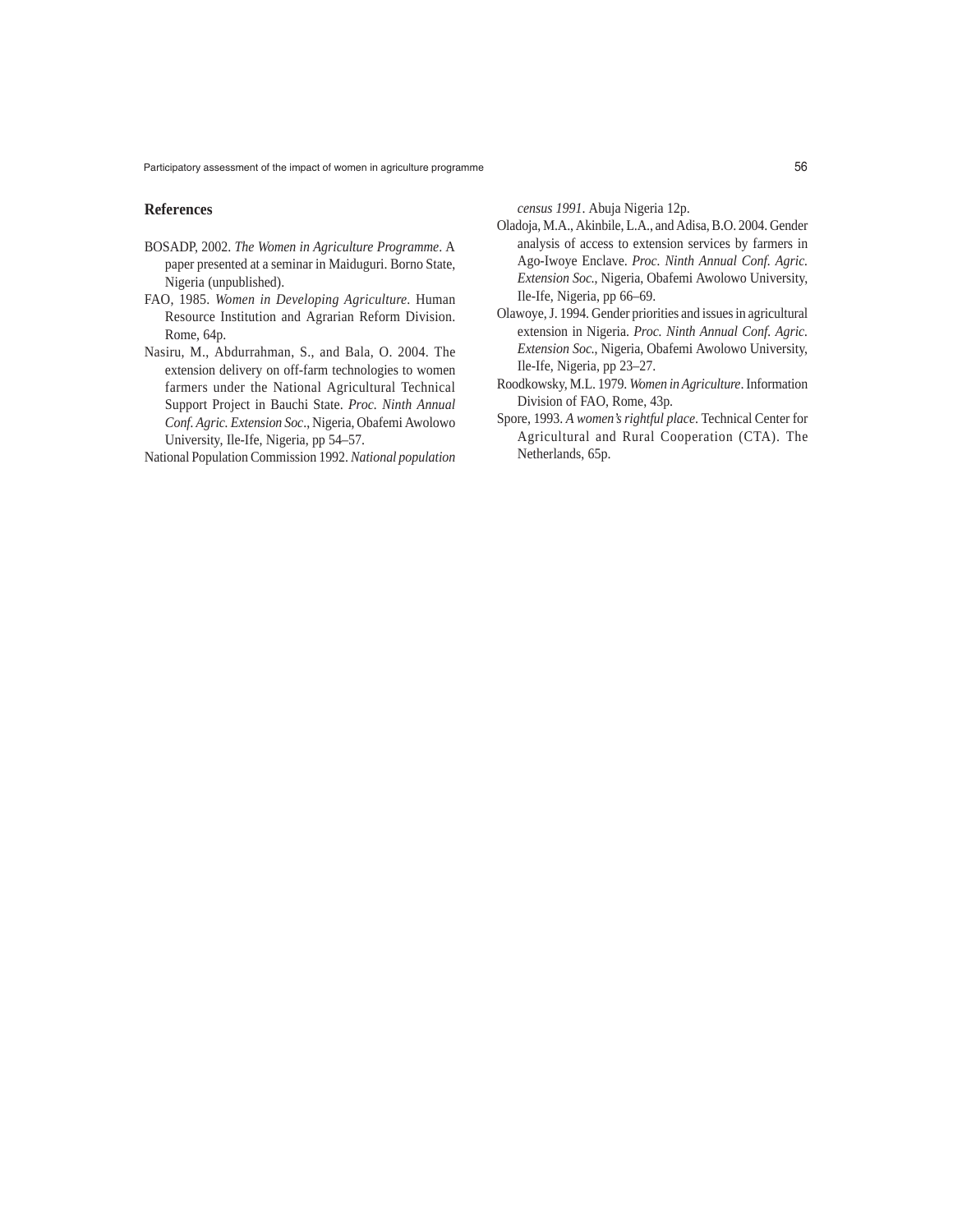## References

BOSADP, 2002. *The Women in Agriculture Programme*. A paper presented at a seminar in Maiduguri. Borno State, Nigeria (unpublished).

FAO, 1985. *Women in Developing Agriculture*. Human Resource Institution and Agrarian Reform Division. Rome, 64p.

Nasiru, M., Abdurrahman, S., and Bala, O. 2004. The extension delivery on off-farm technologies to women farmers under the National Agricultural Technical Support Project in Bauchi State. *Proc. Ninth Annual Conf. Agric. Extension Soc*., Nigeria, Obafemi Awolowo University, Ile-Ife, Nigeria, pp 54–57.

National Population Commission 1992. *National population census 1991*. Abuja Nigeria 12p.

Oladoja, M.A., Akinbile, L.A., and Adisa, B.O. 2004. Gender analysis of access to extension services by farmers in Ago-Iwoye Enclave. *Proc. Ninth Annual Conf. Agric. Extension Soc.*, Nigeria, Obafemi Awolowo University, Ile-Ife, Nigeria, pp 66–69.

Olawoye, J. 1994. Gender priorities and issues in agricultural extension in Nigeria. *Proc. Ninth Annual Conf. Agric. Extension Soc.*, Nigeria, Obafemi Awolowo University, Ile-Ife, Nigeria, pp 23–27.

Roodkowsky, M.L. 1979. *Women in Agriculture*. Information Division of FAO, Rome, 43p.

Spore, 1993. *A women's rightful place*. Technical Center for Agricultural and Rural Cooperation (CTA). The Netherlands, 65p.